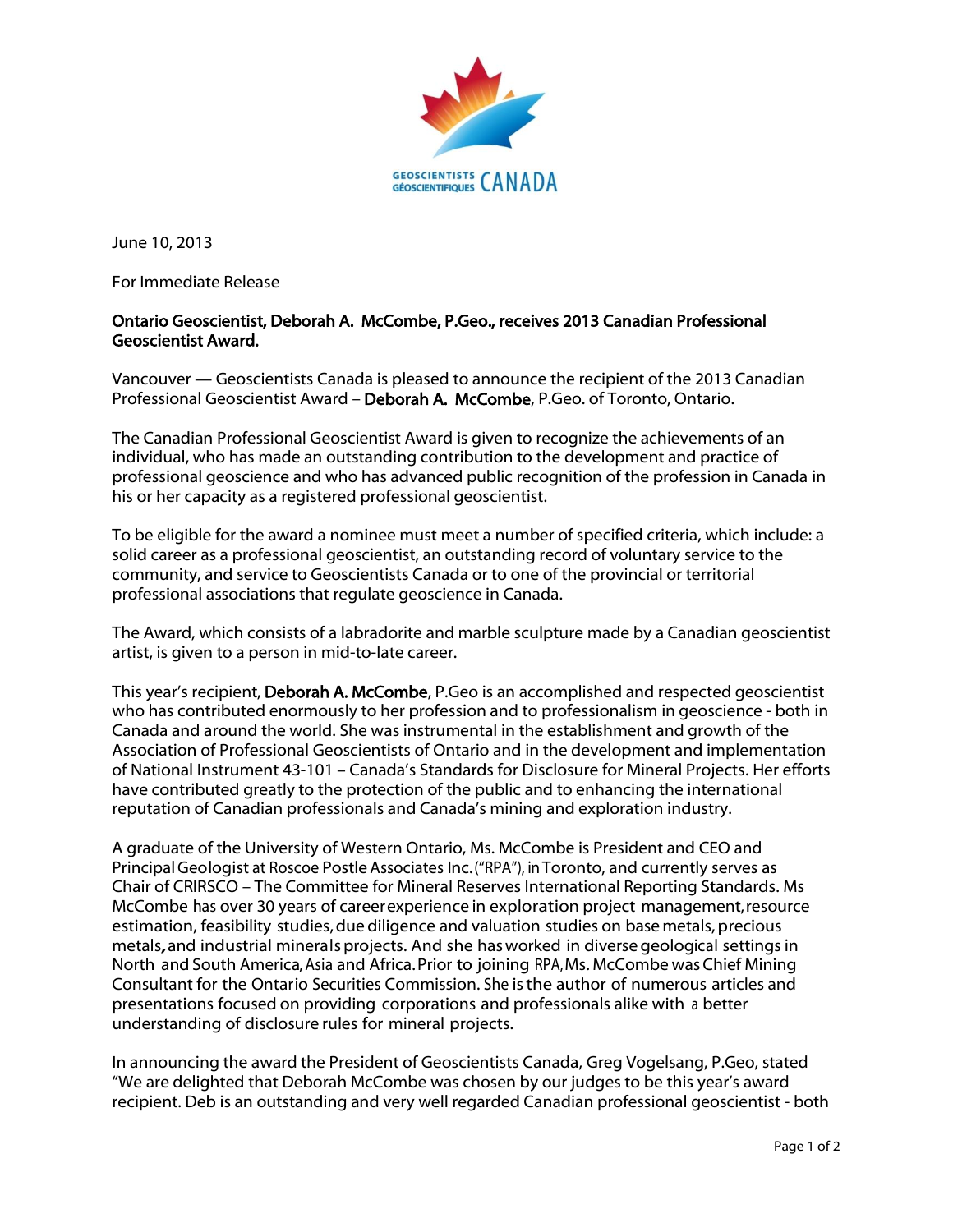June 10, 2013

For Immediate Release

**Ontario Geoscientist, Deborah A. McCombe, P.Geo., receives 2013 Canadian Professional Geoscientist Award.**

Vancouver — Geoscientists Canada is pleased to announce the recipient of the 2013 Canadian Professional Geoscientist Award – **Deborah A. McCombe**, P.Geo. of Toronto, Ontario.

The Canadian Professional Geoscientist Award is given to recognize the achievements of an individual, who has made an outstanding contribution to the development and practice of professional geoscience and who has advanced public recognition of the profession in Canada in his or her capacity as a registered professional geoscientist.

To be eligible for the award a nominee must meet a number of specified criteria, which include: a solid career as a professional geoscientist, an outstanding record of voluntary service to the community, and service to Geoscientists Canada or to one of the provincial or territorial professional associations that regulate geoscience in Canada.

The Award, which consists of a labradorite and marble sculpture made by a Canadian geoscientist artist, is given to a person in mid-to-late career.

This year's recipient, **Deborah A. McCombe**, P.Geo is an accomplished and respected geoscientist who has contributed enormously to her profession and to professionalism in geoscience - both in Canada and around the world. She was instrumental in the establishment and growth of the Association of Professional Geoscientists of Ontario and in the development and implementation of National Instrument 43-101 – Canada's Standards for Disclosure for Mineral Projects. Her efforts have contributed greatly to the protection of the public and to enhancing the international reputation of Canadian professionals and Canada's mining and exploration industry.

A graduate of the University of Western Ontario, Ms. McCombe is President and CEO and Principal Geologist at Roscoe Postle Associates Inc. ("RPA"), in Toronto, and currently serves as Chair of CRIRSCO – The Committee for Mineral Reserves International Reporting Standards. Ms McCombe has over 30 years of career experience in exploration project management, resource estimation, feasibility studies, due diligence and valuation studies on base metals, precious metals, and industrial minerals projects. And she has worked in diverse geological settings in North and South America, Asia and Africa. Prior to joining RPA, Ms. McCombe was Chief Mining Consultant for the Ontario Securities Commission. She is the author of numerous articles and presentations focused on providing corporations and professionals alike with a better understanding of disclosure rules for mineral projects.

In announcing the award the President of Geoscientists Canada, Greg Vogelsang, P.Geo, stated "We are delighted that Deborah McCombe was chosen by our judges to be this year's award recipient. Deb is an outstanding and very well regarded Canadian professional geoscientist - both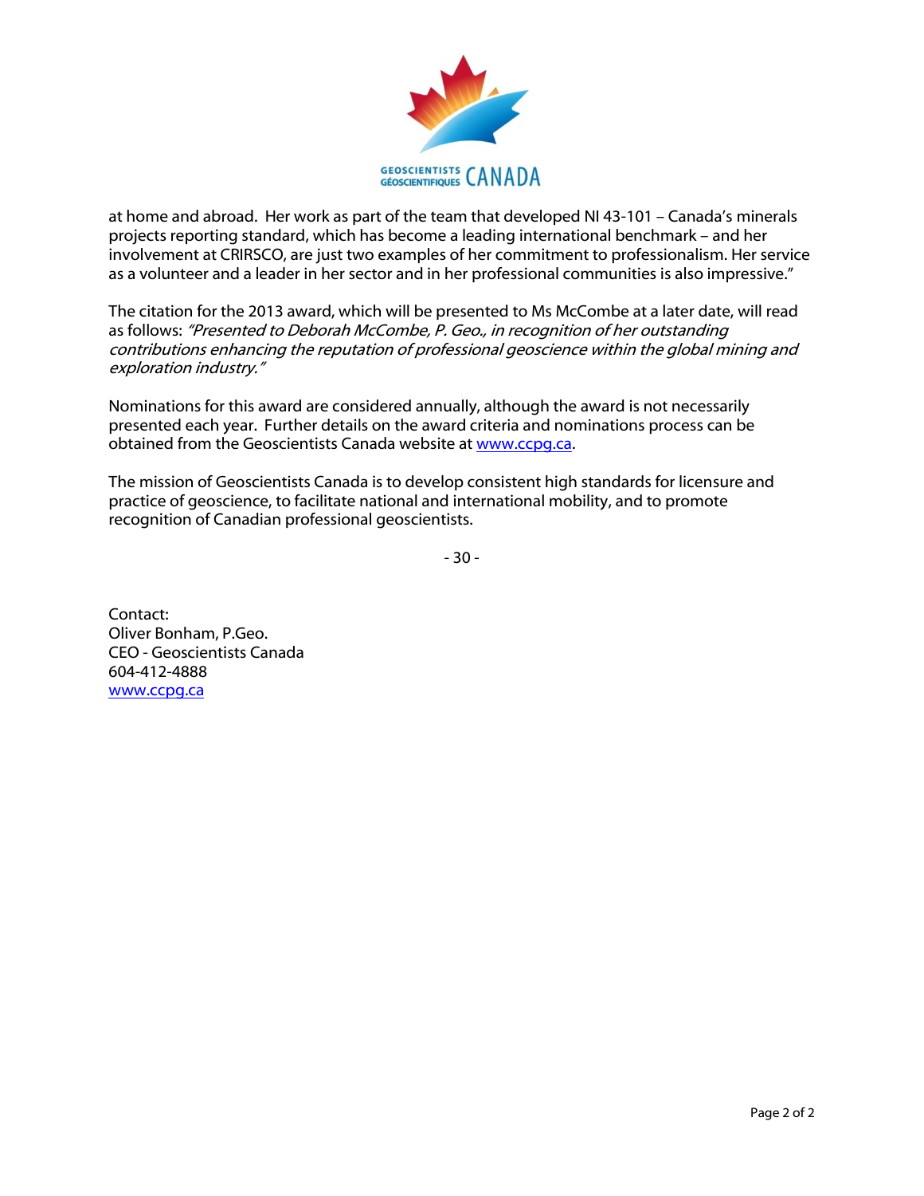at home and abroad. Her work as part of the team that developed NI 43-101 – Canada's minerals projects reporting standard, which has become a leading international benchmark – and her involvement at CRIRSCO, are just two examples of her commitment to professionalism. Her service as a volunteer and a leader in her sector and in her professional communities is also impressive."

The citation for the 2013 award, which will be presented to Ms McCombe at a later date, will read as follows: *"Presented to Deborah McCombe, P. Geo., in recognition of her outstanding contributions enhancing the reputation of professional geoscience within the global mining and exploration industry."*

Nominations for this award are considered annually, although the award is not necessarily presented each year. Further details on the award criteria and nominations process can be obtained from the Geoscientists Canada website at www.ccpg.ca.

The mission of Geoscientists Canada is to develop consistent high standards for licensure and practice of geoscience, to facilitate national and international mobility, and to promote recognition of Canadian professional geoscientists.

- 30 -

Contact:
Oliver Bonham, P.Geo.
CEO - Geoscientists Canada
604-412-4888
www.ccpg.ca